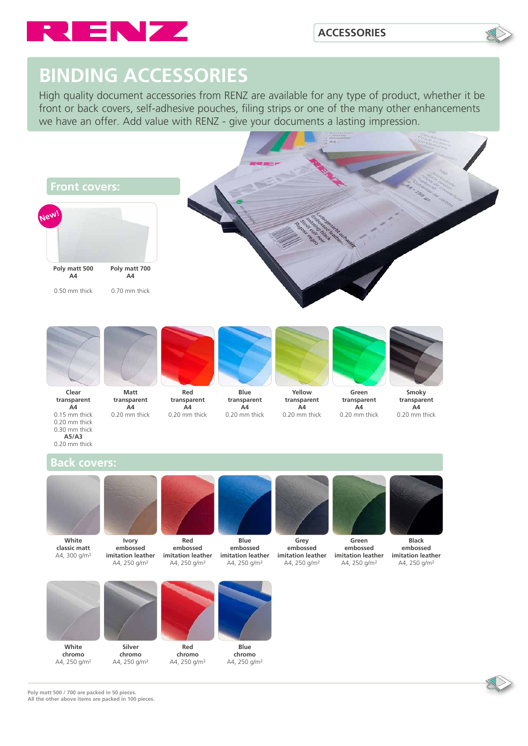# BINDING ACCESSORIES

High quality document accessories from RENZ are available for any type of product, whether it be front or back covers, self-adhesive pouches, filing strips or one of the many other enhancements we have an offer. Add value with RENZ - give your documents a lasting impression.

## Front covers:

New!

**Poly matt 500**
**A4**
0.50 mm thick

**Poly matt 700**
**A4**
0.70 mm thick

**Clear transparent**
**A4**
0.15 mm thick
0.20 mm thick
0.30 mm thick
**A5/A3**
0.20 mm thick

**Matt transparent**
**A4**
0.20 mm thick

**Red transparent**
**A4**
0.20 mm thick

**Blue transparent**
**A4**
0.20 mm thick

**Yellow transparent**
**A4**
0.20 mm thick

**Green transparent**
**A4**
0.20 mm thick

**Smoky transparent**
**A4**
0.20 mm thick

## Back covers:

**White classic matt**
A4, 300 g/m²

**Ivory embossed imitation leather**
A4, 250 g/m²

**Red embossed imitation leather**
A4, 250 g/m²

**Blue embossed imitation leather**
A4, 250 g/m²

**Grey embossed imitation leather**
A4, 250 g/m²

**Green embossed imitation leather**
A4, 250 g/m²

**Black embossed imitation leather**
A4, 250 g/m²

**White chromo**
A4, 250 g/m²

**Silver chromo**
A4, 250 g/m²

**Red chromo**
A4, 250 g/m²

**Blue chromo**
A4, 250 g/m²

**Poly matt 500 / 700 are packed in 50 pieces.**
**All the other above items are packed in 100 pieces.**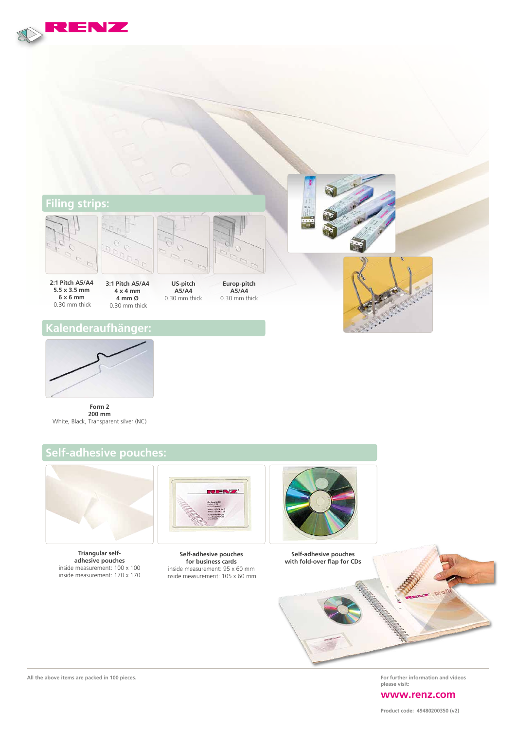## Filing strips:

**2:1 Pitch A5/A4**
**5.5 x 3.5 mm**
**6 x 6 mm**
0.30 mm thick

**3:1 Pitch A5/A4**
**4 x 4 mm**
**4 mm Ø**
0.30 mm thick

**US-pitch**
**A5/A4**
0.30 mm thick

**Europ-pitch**
**A5/A4**
0.30 mm thick

## Kalenderaufhänger:

**Form 2**
**200 mm**
White, Black, Transparent silver (NC)

## Self-adhesive pouches:

**Triangular self-adhesive pouches**
inside measurement: 100 x 100
inside measurement: 170 x 170

**Self-adhesive pouches for business cards**
inside measurement: 95 x 60 mm
inside measurement: 105 x 60 mm

**Self-adhesive pouches with fold-over flap for CDs**

**All the above items are packed in 100 pieces.**

**For further information and videos please visit:**

**www.renz.com**

**Product code: 49480200350 (v2)**